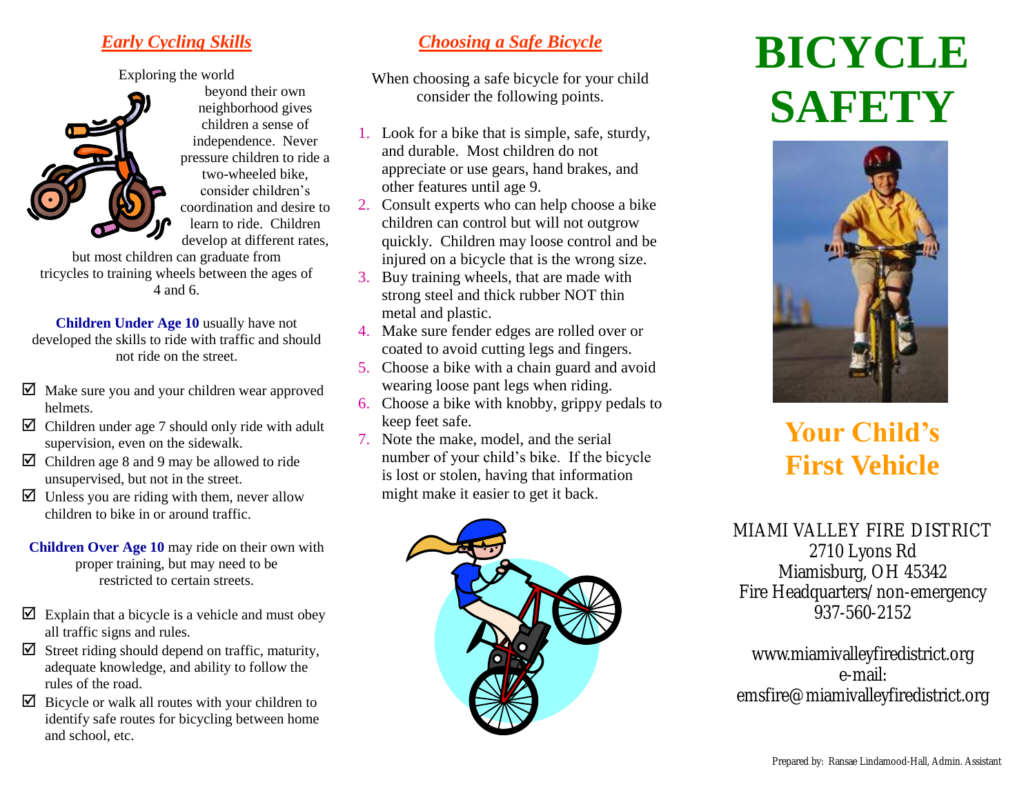## *Early Cycling Skills*

Exploring the world beyond their own neighborhood gives children a sense of independence. Never pressure children to ride a two-wheeled bike, consider children's coordination and desire to learn to ride. Children develop at different rates, but most children can graduate from tricycles to training wheels between the ages of 4 and 6.

**Children Under Age 10** usually have not developed the skills to ride with traffic and should not ride on the street.

- ☑ Make sure you and your children wear approved helmets.
- ☑ Children under age 7 should only ride with adult supervision, even on the sidewalk.
- ☑ Children age 8 and 9 may be allowed to ride unsupervised, but not in the street.
- ☑ Unless you are riding with them, never allow children to bike in or around traffic.

**Children Over Age 10** may ride on their own with proper training, but may need to be restricted to certain streets.

- ☑ Explain that a bicycle is a vehicle and must obey all traffic signs and rules.
- ☑ Street riding should depend on traffic, maturity, adequate knowledge, and ability to follow the rules of the road.
- ☑ Bicycle or walk all routes with your children to identify safe routes for bicycling between home and school, etc.

## *Choosing a Safe Bicycle*

When choosing a safe bicycle for your child consider the following points.

1. Look for a bike that is simple, safe, sturdy, and durable. Most children do not appreciate or use gears, hand brakes, and other features until age 9.
2. Consult experts who can help choose a bike children can control but will not outgrow quickly. Children may loose control and be injured on a bicycle that is the wrong size.
3. Buy training wheels, that are made with strong steel and thick rubber NOT thin metal and plastic.
4. Make sure fender edges are rolled over or coated to avoid cutting legs and fingers.
5. Choose a bike with a chain guard and avoid wearing loose pant legs when riding.
6. Choose a bike with knobby, grippy pedals to keep feet safe.
7. Note the make, model, and the serial number of your child's bike. If the bicycle is lost or stolen, having that information might make it easier to get it back.

# BICYCLE SAFETY

## Your Child's First Vehicle

MIAMI VALLEY FIRE DISTRICT
2710 Lyons Rd
Miamisburg, OH 45342
Fire Headquarters/non-emergency
937-560-2152

www.miamivalleyfiredistrict.org
e-mail:
emsfire@miamivalleyfiredistrict.org

Prepared by: Ransae Lindamood-Hall, Admin. Assistant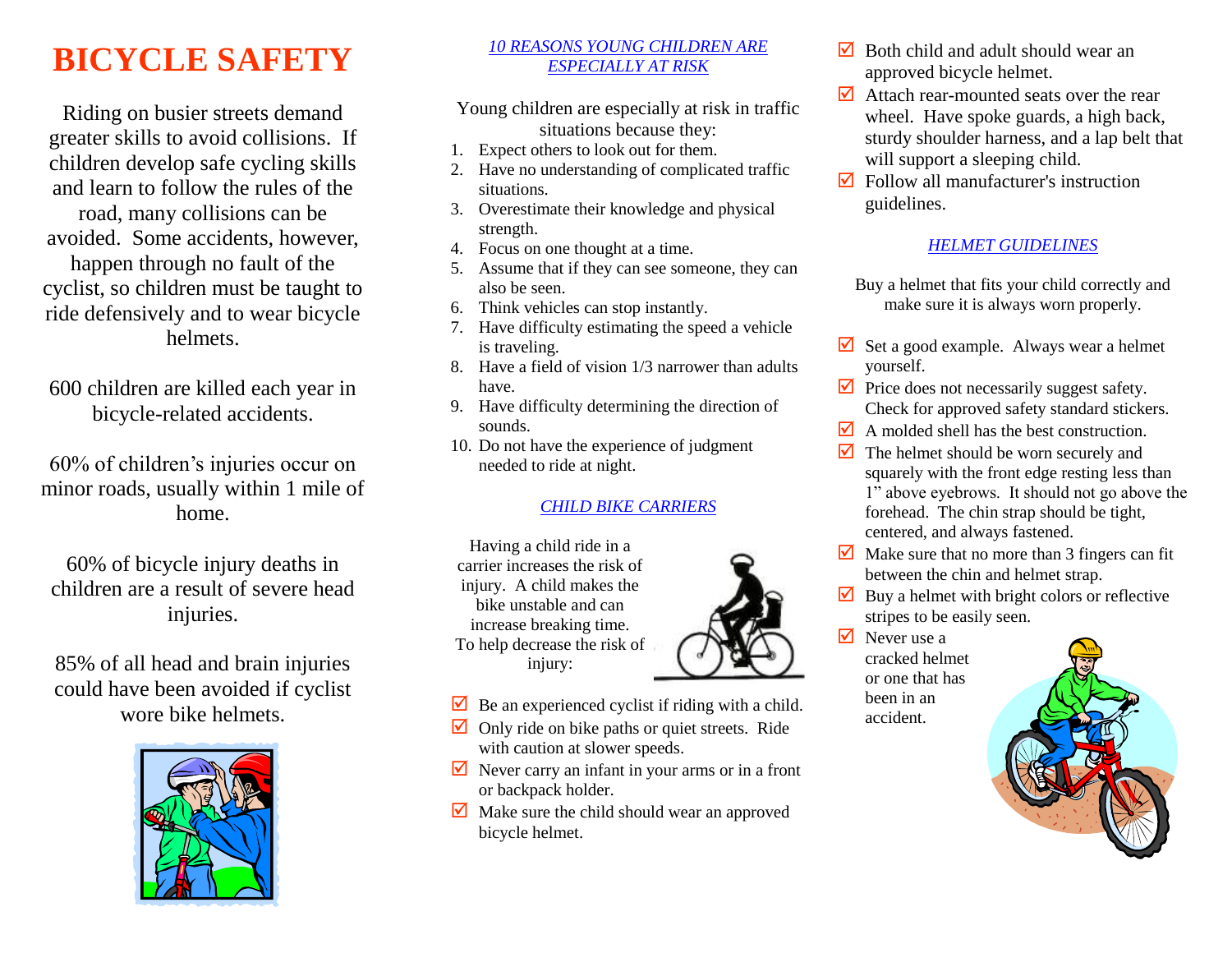# BICYCLE SAFETY

Riding on busier streets demand greater skills to avoid collisions. If children develop safe cycling skills and learn to follow the rules of the road, many collisions can be avoided. Some accidents, however, happen through no fault of the cyclist, so children must be taught to ride defensively and to wear bicycle helmets.

600 children are killed each year in bicycle-related accidents.

60% of children's injuries occur on minor roads, usually within 1 mile of home.

60% of bicycle injury deaths in children are a result of severe head injuries.

85% of all head and brain injuries could have been avoided if cyclist wore bike helmets.

## *10 REASONS YOUNG CHILDREN ARE ESPECIALLY AT RISK*

Young children are especially at risk in traffic situations because they:

1. Expect others to look out for them.
2. Have no understanding of complicated traffic situations.
3. Overestimate their knowledge and physical strength.
4. Focus on one thought at a time.
5. Assume that if they can see someone, they can also be seen.
6. Think vehicles can stop instantly.
7. Have difficulty estimating the speed a vehicle is traveling.
8. Have a field of vision 1/3 narrower than adults have.
9. Have difficulty determining the direction of sounds.
10. Do not have the experience of judgment needed to ride at night.

## *CHILD BIKE CARRIERS*

Having a child ride in a carrier increases the risk of injury. A child makes the bike unstable and can increase breaking time. To help decrease the risk of injury:

- ☑ Be an experienced cyclist if riding with a child.
- ☑ Only ride on bike paths or quiet streets. Ride with caution at slower speeds.
- ☑ Never carry an infant in your arms or in a front or backpack holder.
- ☑ Make sure the child should wear an approved bicycle helmet.
- ☑ Both child and adult should wear an approved bicycle helmet.
- ☑ Attach rear-mounted seats over the rear wheel. Have spoke guards, a high back, sturdy shoulder harness, and a lap belt that will support a sleeping child.
- ☑ Follow all manufacturer's instruction guidelines.

## *HELMET GUIDELINES*

Buy a helmet that fits your child correctly and make sure it is always worn properly.

- ☑ Set a good example. Always wear a helmet yourself.
- ☑ Price does not necessarily suggest safety. Check for approved safety standard stickers.
- ☑ A molded shell has the best construction.
- ☑ The helmet should be worn securely and squarely with the front edge resting less than 1" above eyebrows. It should not go above the forehead. The chin strap should be tight, centered, and always fastened.
- ☑ Make sure that no more than 3 fingers can fit between the chin and helmet strap.
- ☑ Buy a helmet with bright colors or reflective stripes to be easily seen.
- ☑ Never use a cracked helmet or one that has been in an accident.